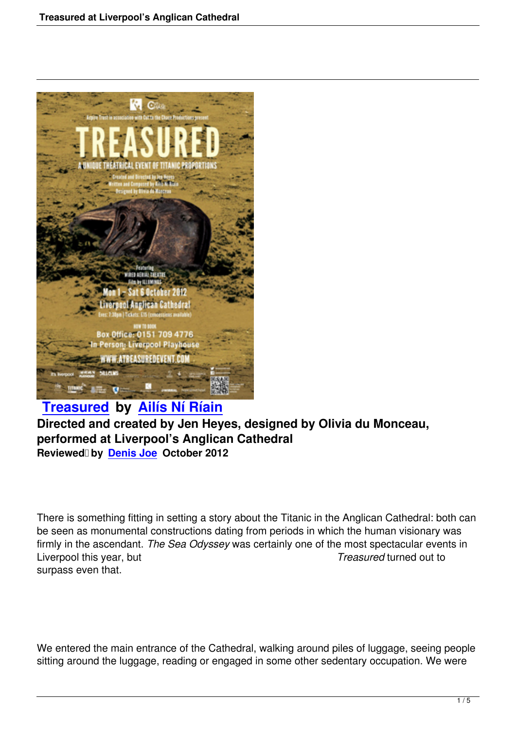**Treasured** by **Ailís Ní Ríain**

**Directed and created by Jen Heyes, designed by Olivia du Monceau, performed at Liverpool's Anglican Cathedral**

**Reviewed by Denis Joe October 2012**

There is something fitting in setting a story about the Titanic in the Anglican Cathedral: both can be seen as monumental constructions dating from periods in which the human visionary was firmly in the ascendant. *The Sea Odyssey* was certainly one of the most spectacular events in Liverpool this year, but *Treasured* turned out to surpass even that.

We entered the main entrance of the Cathedral, walking around piles of luggage, seeing people sitting around the luggage, reading or engaged in some other sedentary occupation. We were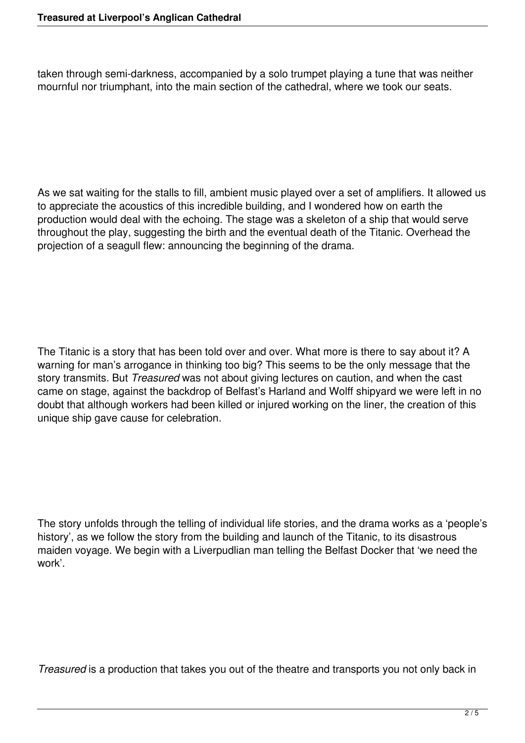taken through semi-darkness, accompanied by a solo trumpet playing a tune that was neither mournful nor triumphant, into the main section of the cathedral, where we took our seats.

As we sat waiting for the stalls to fill, ambient music played over a set of amplifiers. It allowed us to appreciate the acoustics of this incredible building, and I wondered how on earth the production would deal with the echoing. The stage was a skeleton of a ship that would serve throughout the play, suggesting the birth and the eventual death of the Titanic. Overhead the projection of a seagull flew: announcing the beginning of the drama.

The Titanic is a story that has been told over and over. What more is there to say about it? A warning for man's arrogance in thinking too big? This seems to be the only message that the story transmits. But *Treasured* was not about giving lectures on caution, and when the cast came on stage, against the backdrop of Belfast's Harland and Wolff shipyard we were left in no doubt that although workers had been killed or injured working on the liner, the creation of this unique ship gave cause for celebration.

The story unfolds through the telling of individual life stories, and the drama works as a 'people's history', as we follow the story from the building and launch of the Titanic, to its disastrous maiden voyage. We begin with a Liverpudlian man telling the Belfast Docker that 'we need the work'.

*Treasured* is a production that takes you out of the theatre and transports you not only back in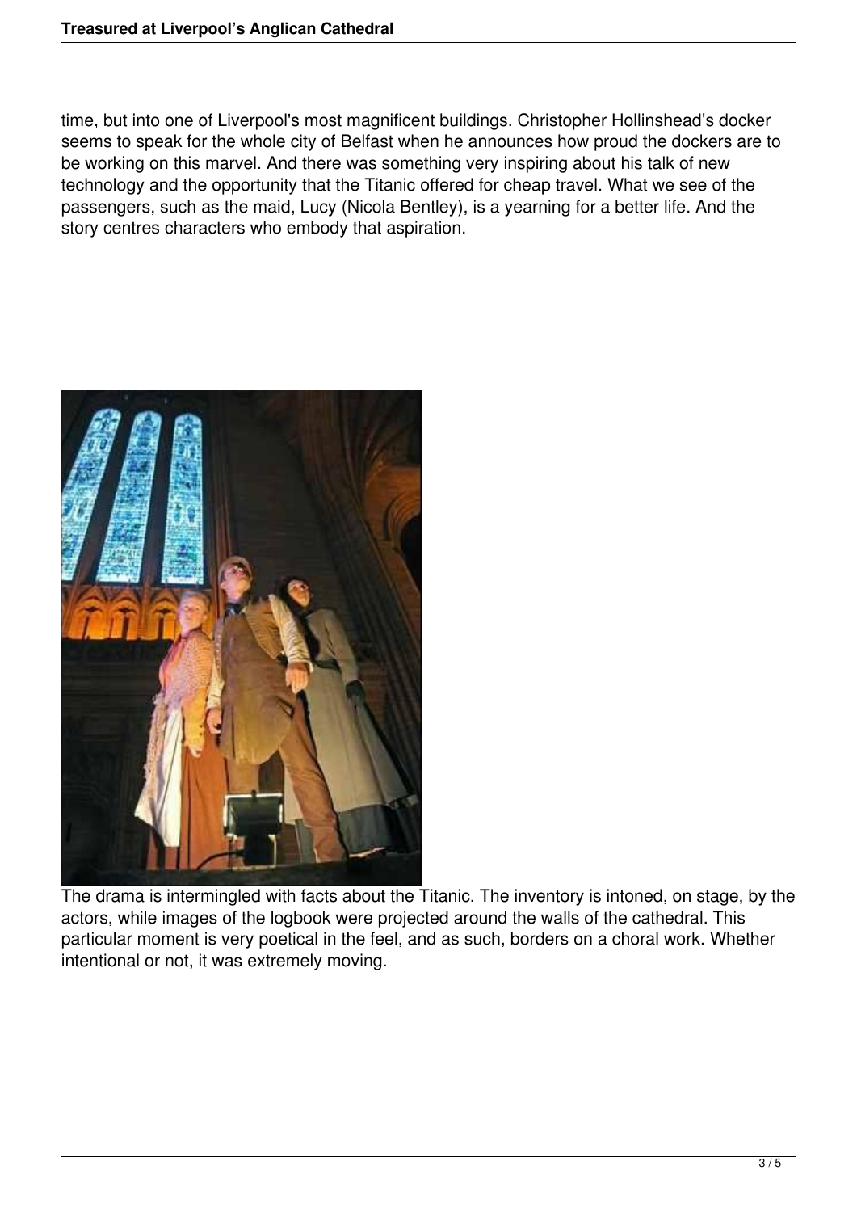time, but into one of Liverpool's most magnificent buildings. Christopher Hollinshead's docker seems to speak for the whole city of Belfast when he announces how proud the dockers are to be working on this marvel. And there was something very inspiring about his talk of new technology and the opportunity that the Titanic offered for cheap travel. What we see of the passengers, such as the maid, Lucy (Nicola Bentley), is a yearning for a better life. And the story centres characters who embody that aspiration.

The drama is intermingled with facts about the Titanic. The inventory is intoned, on stage, by the actors, while images of the logbook were projected around the walls of the cathedral. This particular moment is very poetical in the feel, and as such, borders on a choral work. Whether intentional or not, it was extremely moving.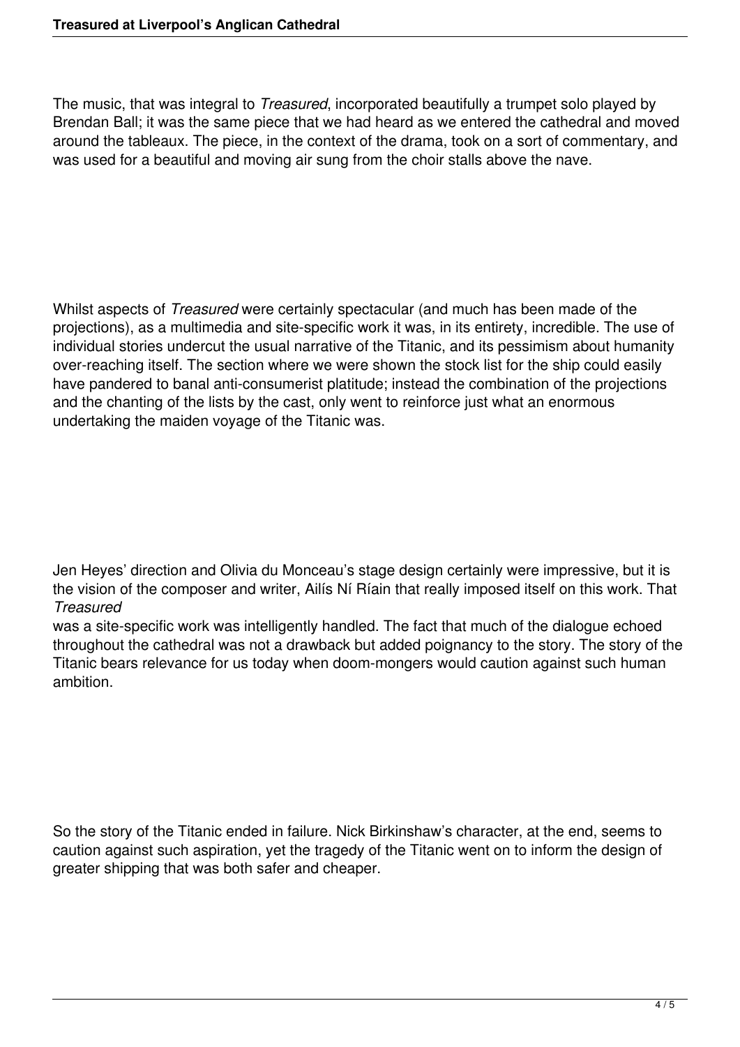The music, that was integral to *Treasured*, incorporated beautifully a trumpet solo played by Brendan Ball; it was the same piece that we had heard as we entered the cathedral and moved around the tableaux. The piece, in the context of the drama, took on a sort of commentary, and was used for a beautiful and moving air sung from the choir stalls above the nave.

Whilst aspects of *Treasured* were certainly spectacular (and much has been made of the projections), as a multimedia and site-specific work it was, in its entirety, incredible. The use of individual stories undercut the usual narrative of the Titanic, and its pessimism about humanity over-reaching itself. The section where we were shown the stock list for the ship could easily have pandered to banal anti-consumerist platitude; instead the combination of the projections and the chanting of the lists by the cast, only went to reinforce just what an enormous undertaking the maiden voyage of the Titanic was.

Jen Heyes' direction and Olivia du Monceau's stage design certainly were impressive, but it is the vision of the composer and writer, Ailís Ní Ríain that really imposed itself on this work. That *Treasured* was a site-specific work was intelligently handled. The fact that much of the dialogue echoed throughout the cathedral was not a drawback but added poignancy to the story. The story of the Titanic bears relevance for us today when doom-mongers would caution against such human ambition.

So the story of the Titanic ended in failure. Nick Birkinshaw's character, at the end, seems to caution against such aspiration, yet the tragedy of the Titanic went on to inform the design of greater shipping that was both safer and cheaper.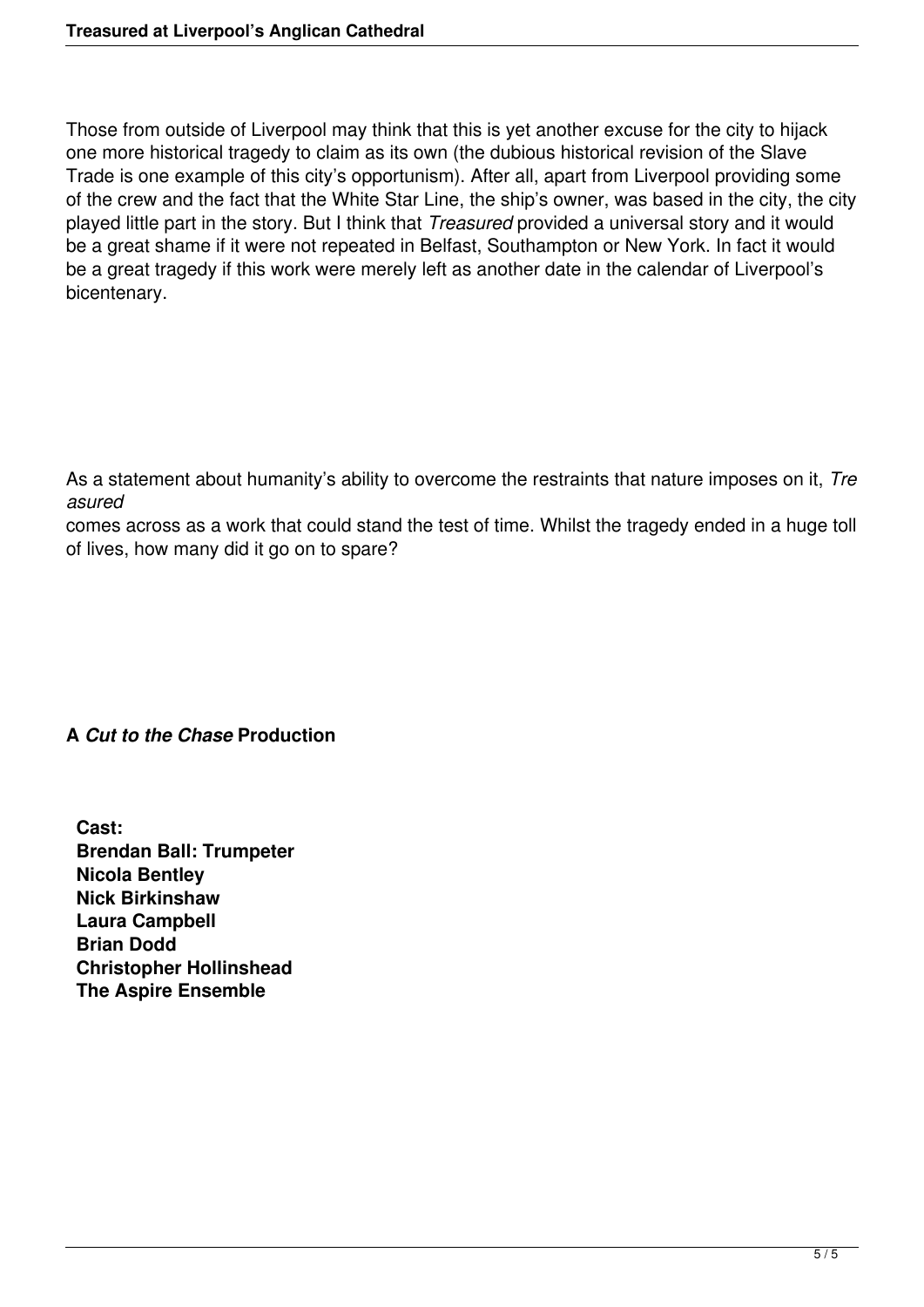Those from outside of Liverpool may think that this is yet another excuse for the city to hijack one more historical tragedy to claim as its own (the dubious historical revision of the Slave Trade is one example of this city's opportunism). After all, apart from Liverpool providing some of the crew and the fact that the White Star Line, the ship's owner, was based in the city, the city played little part in the story. But I think that *Treasured* provided a universal story and it would be a great shame if it were not repeated in Belfast, Southampton or New York. In fact it would be a great tragedy if this work were merely left as another date in the calendar of Liverpool's bicentenary.

As a statement about humanity's ability to overcome the restraints that nature imposes on it, *Treasured* comes across as a work that could stand the test of time. Whilst the tragedy ended in a huge toll of lives, how many did it go on to spare?

**A *Cut to the Chase* Production**

**Cast:**
**Brendan Ball: Trumpeter**
**Nicola Bentley**
**Nick Birkinshaw**
**Laura Campbell**
**Brian Dodd**
**Christopher Hollinshead**
**The Aspire Ensemble**